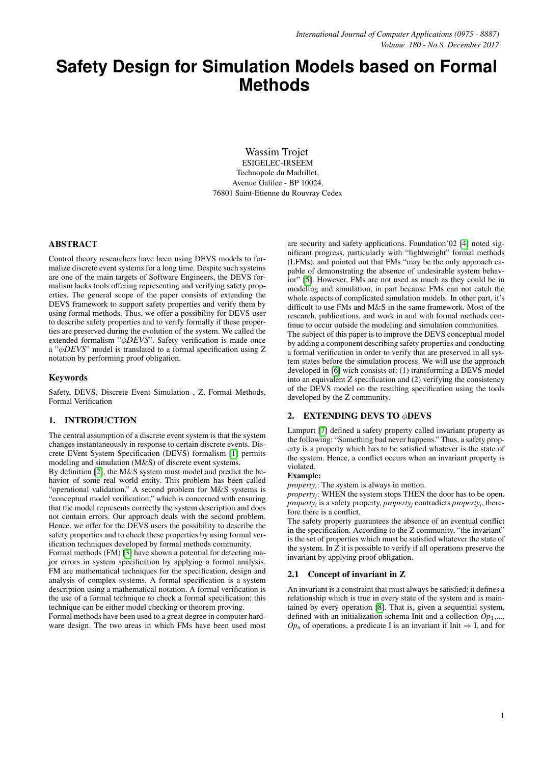# Safety Design for Simulation Models based on Formal Methods

Wassim Trojet
ESIGELEC-IRSEEM
Technopole du Madrillet,
Avenue Galilee - BP 10024,
76801 Saint-Etienne du Rouvray Cedex

## ABSTRACT

Control theory researchers have been using DEVS models to formalize discrete event systems for a long time. Despite such systems are one of the main targets of Software Engineers, the DEVS formalism lacks tools offering representing and verifying safety properties. The general scope of the paper consists of extending the DEVS framework to support safety properties and verify them by using formal methods. Thus, we offer a possibility for DEVS user to describe safety properties and to verify formally if these properties are preserved during the evolution of the system. We called the extended formalism "$\phi DEVS$". Safety verification is made once a "$\phi DEVS$" model is translated to a formal specification using Z notation by performing proof obligation.

### Keywords

Safety, DEVS, Discrete Event Simulation , Z, Formal Methods, Formal Verification

## 1. INTRODUCTION

The central assumption of a discrete event system is that the system changes instantaneously in response to certain discrete events. Discrete EVent System Specification (DEVS) formalism [1] permits modeling and simulation (M&S) of discrete event systems.

By definition [2], the M&S system must model and predict the behavior of some real world entity. This problem has been called "operational validation." A second problem for M&S systems is "conceptual model verification," which is concerned with ensuring that the model represents correctly the system description and does not contain errors. Our approach deals with the second problem. Hence, we offer for the DEVS users the possibility to describe the safety properties and to check these properties by using formal verification techniques developed by formal methods community.

Formal methods (FM) [3] have shown a potential for detecting major errors in system specification by applying a formal analysis. FM are mathematical techniques for the specification, design and analysis of complex systems. A formal specification is a system description using a mathematical notation. A formal verification is the use of a formal technique to check a formal specification: this technique can be either model checking or theorem proving.

Formal methods have been used to a great degree in computer hardware design. The two areas in which FMs have been used most are security and safety applications. Foundation'02 [4] noted significant progress, particularly with "lightweight" formal methods (LFMs), and pointed out that FMs "may be the only approach capable of demonstrating the absence of undesirable system behavior" [5]. However, FMs are not used as much as they could be in modeling and simulation, in part because FMs can not catch the whole aspects of complicated simulation models. In other part, it's difficult to use FMs and M&S in the same framework. Most of the research, publications, and work in and with formal methods continue to occur outside the modeling and simulation communities.

The subject of this paper is to improve the DEVS conceptual model by adding a component describing safety properties and conducting a formal verification in order to verify that are preserved in all system states before the simulation process. We will use the approach developed in [6] wich consists of: (1) transforming a DEVS model into an equivalent Z specification and (2) verifying the consistency of the DEVS model on the resulting specification using the tools developed by the Z community.

## 2. EXTENDING DEVS TO $\phi$DEVS

Lamport [7] defined a safety property called invariant property as the following: "Something bad never happens." Thus, a safety property is a property which has to be satisfied whatever is the state of the system. Hence, a conflict occurs when an invariant property is violated.

**Example:**

*$property_i$*: The system is always in motion.

*$property_j$*: WHEN the system stops THEN the door has to be open.

*$property_i$* is a safety property, *$property_j$* contradicts *$property_i$*, therefore there is a conflict.

The safety property guarantees the absence of an eventual conflict in the specification. According to the Z community, "the invariant" is the set of properties which must be satisfied whatever the state of the system. In Z it is possible to verify if all operations preserve the invariant by applying proof obligation.

### 2.1 Concept of invariant in Z

An invariant is a constraint that must always be satisfied: it defines a relationship which is true in every state of the system and is maintained by every operation [8]. That is, given a sequential system, defined with an initialization schema Init and a collection $Op_1, ...,$ $Op_n$ of operations, a predicate I is an invariant if Init $\Rightarrow$ I, and for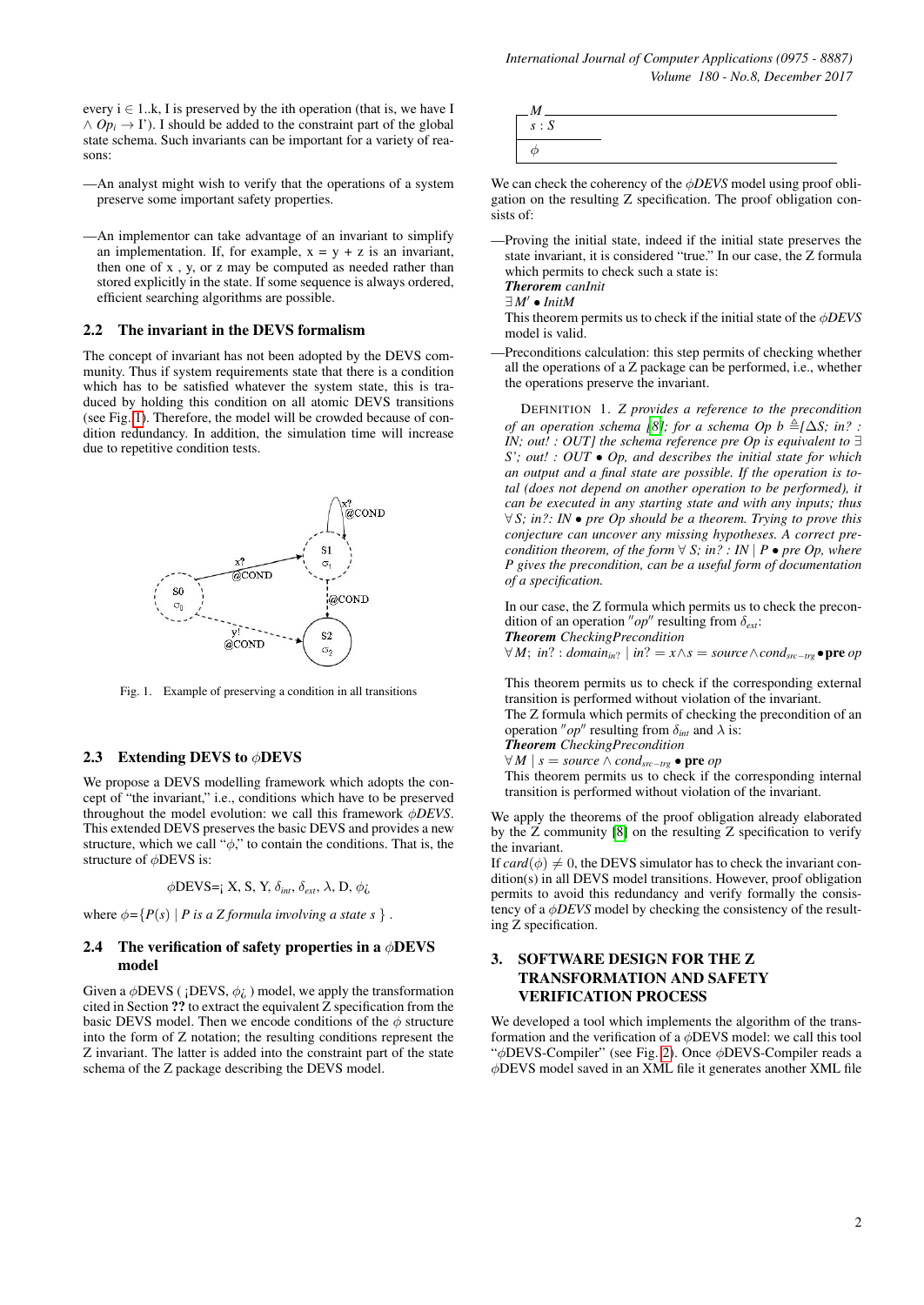every i ∈ 1..k, I is preserved by the ith operation (that is, we have I ∧ $Op_i$ → I'). I should be added to the constraint part of the global state schema. Such invariants can be important for a variety of reasons:

—An analyst might wish to verify that the operations of a system preserve some important safety properties.

—An implementor can take advantage of an invariant to simplify an implementation. If, for example, x = y + z is an invariant, then one of x , y, or z may be computed as needed rather than stored explicitly in the state. If some sequence is always ordered, efficient searching algorithms are possible.

### 2.2 The invariant in the DEVS formalism

The concept of invariant has not been adopted by the DEVS community. Thus if system requirements state that there is a condition which has to be satisfied whatever the system state, this is traduced by holding this condition on all atomic DEVS transitions (see Fig. 1). Therefore, the model will be crowded because of condition redundancy. In addition, the simulation time will increase due to repetitive condition tests.

Fig. 1. Example of preserving a condition in all transitions

### 2.3 Extending DEVS to $\phi$DEVS

We propose a DEVS modelling framework which adopts the concept of "the invariant," i.e., conditions which have to be preserved throughout the model evolution: we call this framework *$\phi$DEVS*. This extended DEVS preserves the basic DEVS and provides a new structure, which we call "$\phi$," to contain the conditions. That is, the structure of $\phi$DEVS is:

$$\phi\text{DEVS}=¡\ X, S, Y, \delta_{int}, \delta_{ext}, \lambda, D, \phi¿$$

where $\phi$={$P(s)$ | *P is a Z formula involving a state s* } .

### 2.4 The verification of safety properties in a $\phi$DEVS model

Given a $\phi$DEVS ( ¡DEVS, $\phi$¿ ) model, we apply the transformation cited in Section **??** to extract the equivalent Z specification from the basic DEVS model. Then we encode conditions of the $\phi$ structure into the form of Z notation; the resulting conditions represent the Z invariant. The latter is added into the constraint part of the state schema of the Z package describing the DEVS model.

```
 M ___________________________
| s : S
|_____________
| φ
|_____________________________
```

We can check the coherency of the *$\phi$DEVS* model using proof obligation on the resulting Z specification. The proof obligation consists of:

—Proving the initial state, indeed if the initial state preserves the state invariant, it is considered "true." In our case, the Z formula which permits to check such a state is:
***Therorem*** *canInit*
$\exists M' \bullet InitM$
This theorem permits us to check if the initial state of the *$\phi$DEVS* model is valid.

—Preconditions calculation: this step permits of checking whether all the operations of a Z package can be performed, i.e., whether the operations preserve the invariant.

DEFINITION 1. *Z provides a reference to the precondition of an operation schema [8]; for a schema Op b ≙[ΔS; in? : IN; out! : OUT] the schema reference pre Op is equivalent to ∃ S'; out! : OUT • Op, and describes the initial state for which an output and a final state are possible. If the operation is total (does not depend on another operation to be performed), it can be executed in any starting state and with any inputs; thus ∀ S; in?: IN • pre Op should be a theorem. Trying to prove this conjecture can uncover any missing hypotheses. A correct precondition theorem, of the form ∀ S; in? : IN | P • pre Op, where P gives the precondition, can be a useful form of documentation of a specification.*

In our case, the Z formula which permits us to check the precondition of an operation "*op*" resulting from $\delta_{ext}$:
***Theorem*** *CheckingPrecondition*
$\forall M;\ in? : domain_{in?} \mid in? = x \wedge s = source \wedge cond_{src-trg} \bullet \textbf{pre}\ op$

This theorem permits us to check if the corresponding external transition is performed without violation of the invariant.
The Z formula which permits of checking the precondition of an operation "*op*" resulting from $\delta_{int}$ and $\lambda$ is:
***Theorem*** *CheckingPrecondition*
$\forall M \mid s = source \wedge cond_{src-trg} \bullet \textbf{pre}\ op$
This theorem permits us to check if the corresponding internal transition is performed without violation of the invariant.

We apply the theorems of the proof obligation already elaborated by the Z community [8] on the resulting Z specification to verify the invariant.
If $card(\phi) \neq 0$, the DEVS simulator has to check the invariant condition(s) in all DEVS model transitions. However, proof obligation permits to avoid this redundancy and verify formally the consistency of a *$\phi$DEVS* model by checking the consistency of the resulting Z specification.

## 3. SOFTWARE DESIGN FOR THE Z TRANSFORMATION AND SAFETY VERIFICATION PROCESS

We developed a tool which implements the algorithm of the transformation and the verification of a $\phi$DEVS model: we call this tool "$\phi$DEVS-Compiler" (see Fig. 2). Once $\phi$DEVS-Compiler reads a $\phi$DEVS model saved in an XML file it generates another XML file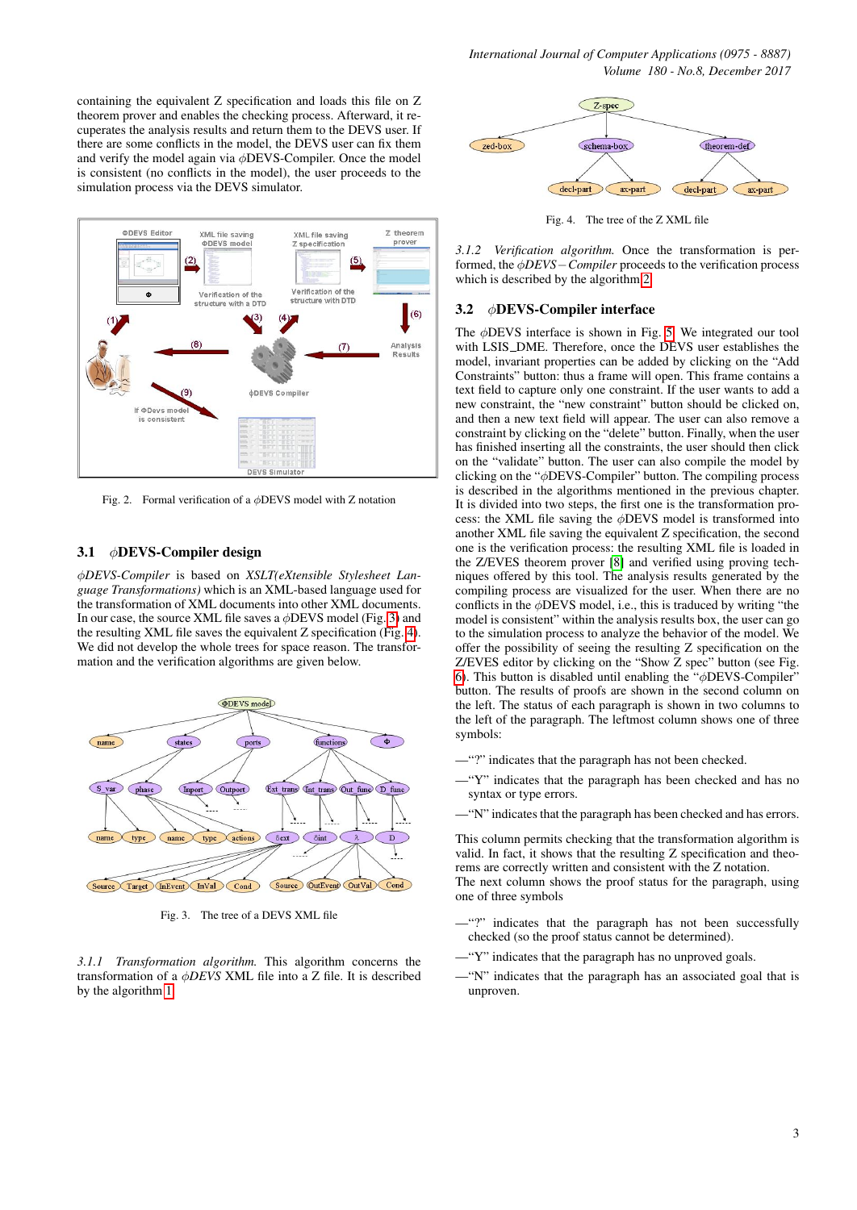containing the equivalent Z specification and loads this file on Z theorem prover and enables the checking process. Afterward, it recuperates the analysis results and return them to the DEVS user. If there are some conflicts in the model, the DEVS user can fix them and verify the model again via $\phi$DEVS-Compiler. Once the model is consistent (no conflicts in the model), the user proceeds to the simulation process via the DEVS simulator.

Fig. 2. Formal verification of a $\phi$DEVS model with Z notation

### 3.1 $\phi$DEVS-Compiler design

*$\phi$DEVS-Compiler* is based on *XSLT(eXtensible Stylesheet Language Transformations)* which is an XML-based language used for the transformation of XML documents into other XML documents. In our case, the source XML file saves a $\phi$DEVS model (Fig. 3) and the resulting XML file saves the equivalent Z specification (Fig. 4). We did not develop the whole trees for space reason. The transformation and the verification algorithms are given below.

Fig. 3. The tree of a DEVS XML file

*3.1.1 Transformation algorithm.* This algorithm concerns the transformation of a *$\phi$DEVS* XML file into a Z file. It is described by the algorithm 1.

Fig. 4. The tree of the Z XML file

*3.1.2 Verification algorithm.* Once the transformation is performed, the *$\phi$DEVS − Compiler* proceeds to the verification process which is described by the algorithm 2.

### 3.2 $\phi$DEVS-Compiler interface

The $\phi$DEVS interface is shown in Fig. 5. We integrated our tool with LSIS_DME. Therefore, once the DEVS user establishes the model, invariant properties can be added by clicking on the "Add Constraints" button: thus a frame will open. This frame contains a text field to capture only one constraint. If the user wants to add a new constraint, the "new constraint" button should be clicked on, and then a new text field will appear. The user can also remove a constraint by clicking on the "delete" button. Finally, when the user has finished inserting all the constraints, the user should then click on the "validate" button. The user can also compile the model by clicking on the "$\phi$DEVS-Compiler" button. The compiling process is described in the algorithms mentioned in the previous chapter. It is divided into two steps, the first one is the transformation process: the XML file saving the $\phi$DEVS model is transformed into another XML file saving the equivalent Z specification, the second one is the verification process: the resulting XML file is loaded in the Z/EVES theorem prover [8] and verified using proving techniques offered by this tool. The analysis results generated by the compiling process are visualized for the user. When there are no conflicts in the $\phi$DEVS model, i.e., this is traduced by writing "the model is consistent" within the analysis results box, the user can go to the simulation process to analyze the behavior of the model. We offer the possibility of seeing the resulting Z specification on the Z/EVES editor by clicking on the "Show Z spec" button (see Fig. 6). This button is disabled until enabling the "$\phi$DEVS-Compiler" button. The results of proofs are shown in the second column on the left. The status of each paragraph is shown in two columns to the left of the paragraph. The leftmost column shows one of three symbols:

—"?" indicates that the paragraph has not been checked.

—"Y" indicates that the paragraph has been checked and has no syntax or type errors.

—"N" indicates that the paragraph has been checked and has errors.

This column permits checking that the transformation algorithm is valid. In fact, it shows that the resulting Z specification and theorems are correctly written and consistent with the Z notation.
The next column shows the proof status for the paragraph, using one of three symbols

—"?" indicates that the paragraph has not been successfully checked (so the proof status cannot be determined).

—"Y" indicates that the paragraph has no unproved goals.

—"N" indicates that the paragraph has an associated goal that is unproven.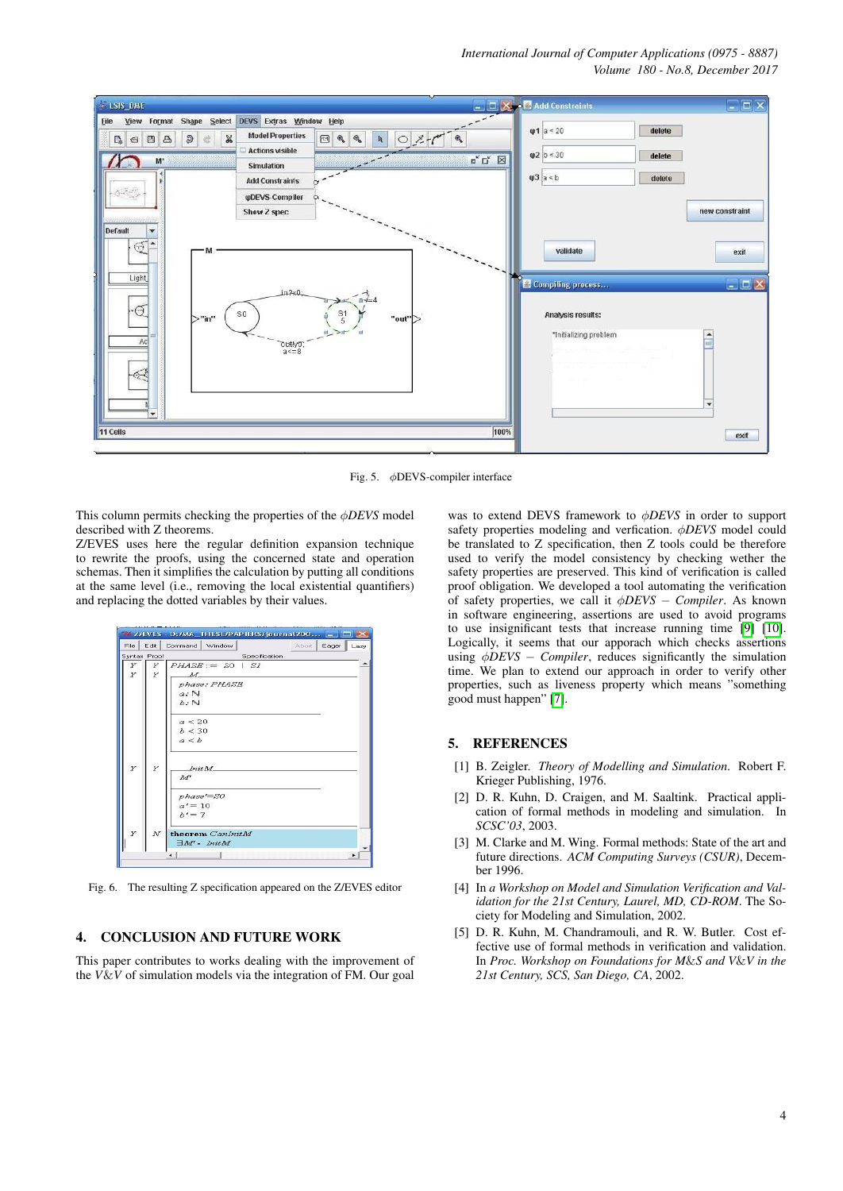Fig. 5. $\phi$DEVS-compiler interface

This column permits checking the properties of the $\phi DEVS$ model described with Z theorems.
Z/EVES uses here the regular definition expansion technique to rewrite the proofs, using the concerned state and operation schemas. Then it simplifies the calculation by putting all conditions at the same level (i.e., removing the local existential quantifiers) and replacing the dotted variables by their values.

Fig. 6. The resulting Z specification appeared on the Z/EVES editor

## 4. CONCLUSION AND FUTURE WORK

This paper contributes to works dealing with the improvement of the $V\&V$ of simulation models via the integration of FM. Our goal was to extend DEVS framework to $\phi DEVS$ in order to support safety properties modeling and verfication. $\phi DEVS$ model could be translated to Z specification, then Z tools could be therefore used to verify the model consistency by checking wether the safety properties are preserved. This kind of verification is called proof obligation. We developed a tool automating the verification of safety properties, we call it $\phi DEVS - Compiler$. As known in software engineering, assertions are used to avoid programs to use insignificant tests that increase running time [9] [10]. Logically, it seems that our apporach which checks assertions using $\phi DEVS - Compiler$, reduces significantly the simulation time. We plan to extend our approach in order to verify other properties, such as liveness property which means "something good must happen" [7].

## 5. REFERENCES

[1] B. Zeigler. *Theory of Modelling and Simulation*. Robert F. Krieger Publishing, 1976.

[2] D. R. Kuhn, D. Craigen, and M. Saaltink. Practical application of formal methods in modeling and simulation. In *SCSC'03*, 2003.

[3] M. Clarke and M. Wing. Formal methods: State of the art and future directions. *ACM Computing Surveys (CSUR)*, December 1996.

[4] In *a Workshop on Model and Simulation Verification and Validation for the 21st Century, Laurel, MD, CD-ROM*. The Society for Modeling and Simulation, 2002.

[5] D. R. Kuhn, M. Chandramouli, and R. W. Butler. Cost effective use of formal methods in verification and validation. In *Proc. Workshop on Foundations for M&S and V&V in the 21st Century, SCS, San Diego, CA*, 2002.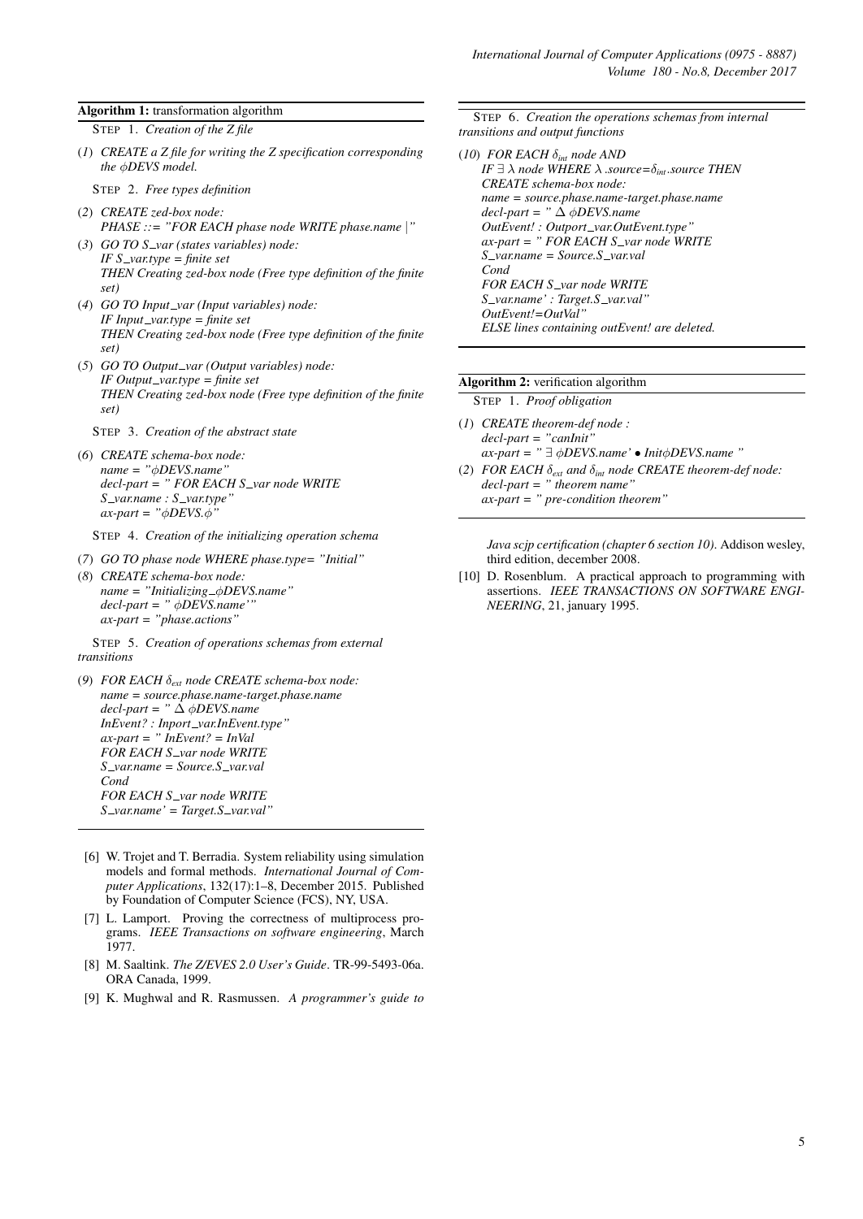**Algorithm 1:** transformation algorithm

STEP 1. *Creation of the Z file*

(*1*) *CREATE a Z file for writing the Z specification corresponding the $\phi$DEVS model.*

STEP 2. *Free types definition*

(*2*) *CREATE zed-box node:*
*PHASE ::= "FOR EACH phase node WRITE phase.name |"*

(*3*) *GO TO S_var (states variables) node:*
*IF S_var.type = finite set*
*THEN Creating zed-box node (Free type definition of the finite set)*

(*4*) *GO TO Input_var (Input variables) node:*
*IF Input_var.type = finite set*
*THEN Creating zed-box node (Free type definition of the finite set)*

(*5*) *GO TO Output_var (Output variables) node:*
*IF Output_var.type = finite set*
*THEN Creating zed-box node (Free type definition of the finite set)*

STEP 3. *Creation of the abstract state*

(*6*) *CREATE schema-box node:*
*name = "$\phi$DEVS.name"*
*decl-part = " FOR EACH S_var node WRITE S_var.name : S_var.type"*
*ax-part = "$\phi$DEVS.$\phi$"*

STEP 4. *Creation of the initializing operation schema*

(*7*) *GO TO phase node WHERE phase.type= "Initial"*

(*8*) *CREATE schema-box node:*
*name = "Initializing_$\phi$DEVS.name"*
*decl-part = " $\phi$DEVS.name'"*
*ax-part = "phase.actions"*

STEP 5. *Creation of operations schemas from external transitions*

(*9*) *FOR EACH $\delta_{ext}$ node CREATE schema-box node:*
*name = source.phase.name-target.phase.name*
*decl-part = " $\Delta$ $\phi$DEVS.name*
*InEvent? : Inport_var.InEvent.type"*
*ax-part = " InEvent? = InVal*
*FOR EACH S_var node WRITE*
*S_var.name = Source.S_var.val*
*Cond*
*FOR EACH S_var node WRITE*
*S_var.name' = Target.S_var.val"*

STEP 6. *Creation the operations schemas from internal transitions and output functions*

(*10*) *FOR EACH $\delta_{int}$ node AND*
*IF $\exists$ $\lambda$ node WHERE $\lambda$ .source=$\delta_{int}$.source THEN*
*CREATE schema-box node:*
*name = source.phase.name-target.phase.name*
*decl-part = " $\Delta$ $\phi$DEVS.name*
*OutEvent! : Outport_var.OutEvent.type"*
*ax-part = " FOR EACH S_var node WRITE*
*S_var.name = Source.S_var.val*
*Cond*
*FOR EACH S_var node WRITE*
*S_var.name' : Target.S_var.val"*
*OutEvent!=OutVal"*
*ELSE lines containing outEvent! are deleted.*

**Algorithm 2:** verification algorithm

STEP 1. *Proof obligation*

(*1*) *CREATE theorem-def node :*
*decl-part = "canInit"*
*ax-part = " $\exists$ $\phi$DEVS.name' $\bullet$ Init$\phi$DEVS.name "*

(*2*) *FOR EACH $\delta_{ext}$ and $\delta_{int}$ node CREATE theorem-def node:*
*decl-part = " theorem name"*
*ax-part = " pre-condition theorem"*

[6] W. Trojet and T. Berradia. System reliability using simulation models and formal methods. *International Journal of Computer Applications*, 132(17):1–8, December 2015. Published by Foundation of Computer Science (FCS), NY, USA.

[7] L. Lamport. Proving the correctness of multiprocess programs. *IEEE Transactions on software engineering*, March 1977.

[8] M. Saaltink. *The Z/EVES 2.0 User's Guide*. TR-99-5493-06a. ORA Canada, 1999.

[9] K. Mughwal and R. Rasmussen. *A programmer's guide to Java scjp certification (chapter 6 section 10)*. Addison wesley, third edition, december 2008.

[10] D. Rosenblum. A practical approach to programming with assertions. *IEEE TRANSACTIONS ON SOFTWARE ENGINEERING*, 21, january 1995.